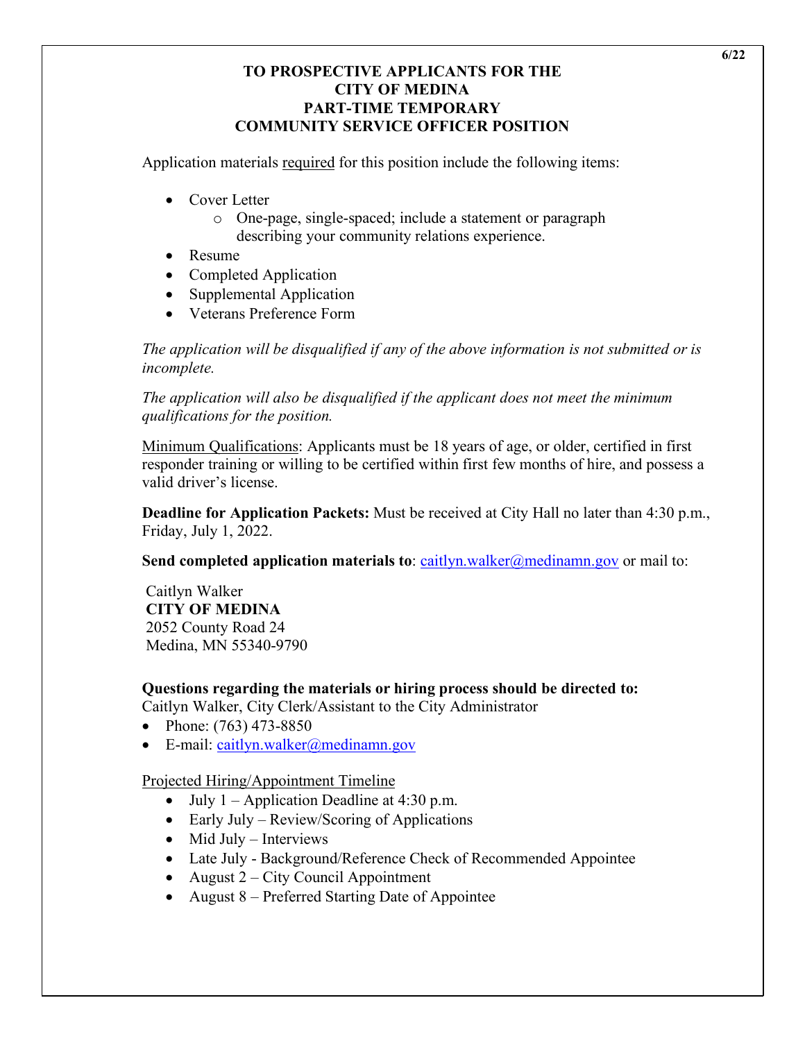# TO PROSPECTIVE APPLICANTS FOR THE CITY OF MEDINA PART-TIME TEMPORARY COMMUNITY SERVICE OFFICER POSITION

Application materials required for this position include the following items:

- Cover Letter
  - One-page, single-spaced; include a statement or paragraph describing your community relations experience.
- Resume
- Completed Application
- Supplemental Application
- Veterans Preference Form

*The application will be disqualified if any of the above information is not submitted or is incomplete.*

*The application will also be disqualified if the applicant does not meet the minimum qualifications for the position.*

Minimum Qualifications: Applicants must be 18 years of age, or older, certified in first responder training or willing to be certified within first few months of hire, and possess a valid driver's license.

**Deadline for Application Packets:** Must be received at City Hall no later than 4:30 p.m., Friday, July 1, 2022.

**Send completed application materials to**: caitlyn.walker@medinamn.gov or mail to:

Caitlyn Walker
**CITY OF MEDINA**
2052 County Road 24
Medina, MN 55340-9790

**Questions regarding the materials or hiring process should be directed to:**
Caitlyn Walker, City Clerk/Assistant to the City Administrator

- Phone: (763) 473-8850
- E-mail: caitlyn.walker@medinamn.gov

Projected Hiring/Appointment Timeline

- July 1 – Application Deadline at 4:30 p.m.
- Early July – Review/Scoring of Applications
- Mid July – Interviews
- Late July - Background/Reference Check of Recommended Appointee
- August 2 – City Council Appointment
- August 8 – Preferred Starting Date of Appointee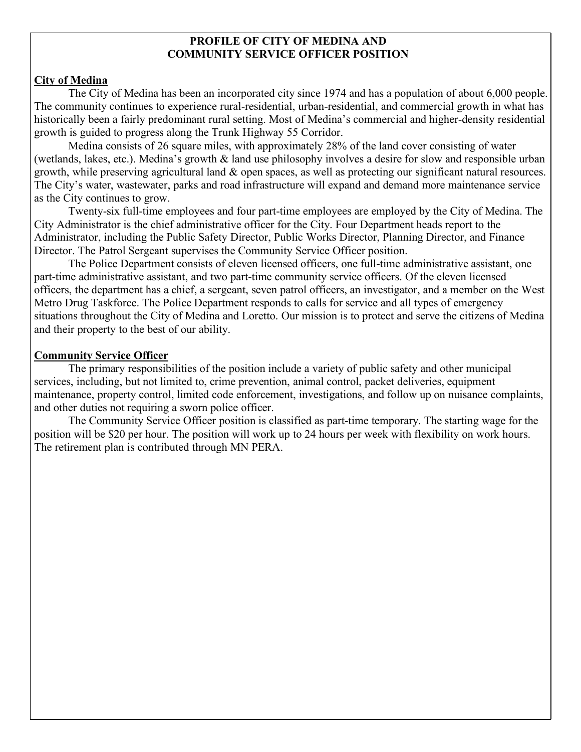# PROFILE OF CITY OF MEDINA AND COMMUNITY SERVICE OFFICER POSITION

## City of Medina

The City of Medina has been an incorporated city since 1974 and has a population of about 6,000 people. The community continues to experience rural-residential, urban-residential, and commercial growth in what has historically been a fairly predominant rural setting. Most of Medina's commercial and higher-density residential growth is guided to progress along the Trunk Highway 55 Corridor.

Medina consists of 26 square miles, with approximately 28% of the land cover consisting of water (wetlands, lakes, etc.). Medina's growth & land use philosophy involves a desire for slow and responsible urban growth, while preserving agricultural land & open spaces, as well as protecting our significant natural resources. The City's water, wastewater, parks and road infrastructure will expand and demand more maintenance service as the City continues to grow.

Twenty-six full-time employees and four part-time employees are employed by the City of Medina. The City Administrator is the chief administrative officer for the City. Four Department heads report to the Administrator, including the Public Safety Director, Public Works Director, Planning Director, and Finance Director. The Patrol Sergeant supervises the Community Service Officer position.

The Police Department consists of eleven licensed officers, one full-time administrative assistant, one part-time administrative assistant, and two part-time community service officers. Of the eleven licensed officers, the department has a chief, a sergeant, seven patrol officers, an investigator, and a member on the West Metro Drug Taskforce. The Police Department responds to calls for service and all types of emergency situations throughout the City of Medina and Loretto. Our mission is to protect and serve the citizens of Medina and their property to the best of our ability.

## Community Service Officer

The primary responsibilities of the position include a variety of public safety and other municipal services, including, but not limited to, crime prevention, animal control, packet deliveries, equipment maintenance, property control, limited code enforcement, investigations, and follow up on nuisance complaints, and other duties not requiring a sworn police officer.

The Community Service Officer position is classified as part-time temporary. The starting wage for the position will be $20 per hour. The position will work up to 24 hours per week with flexibility on work hours. The retirement plan is contributed through MN PERA.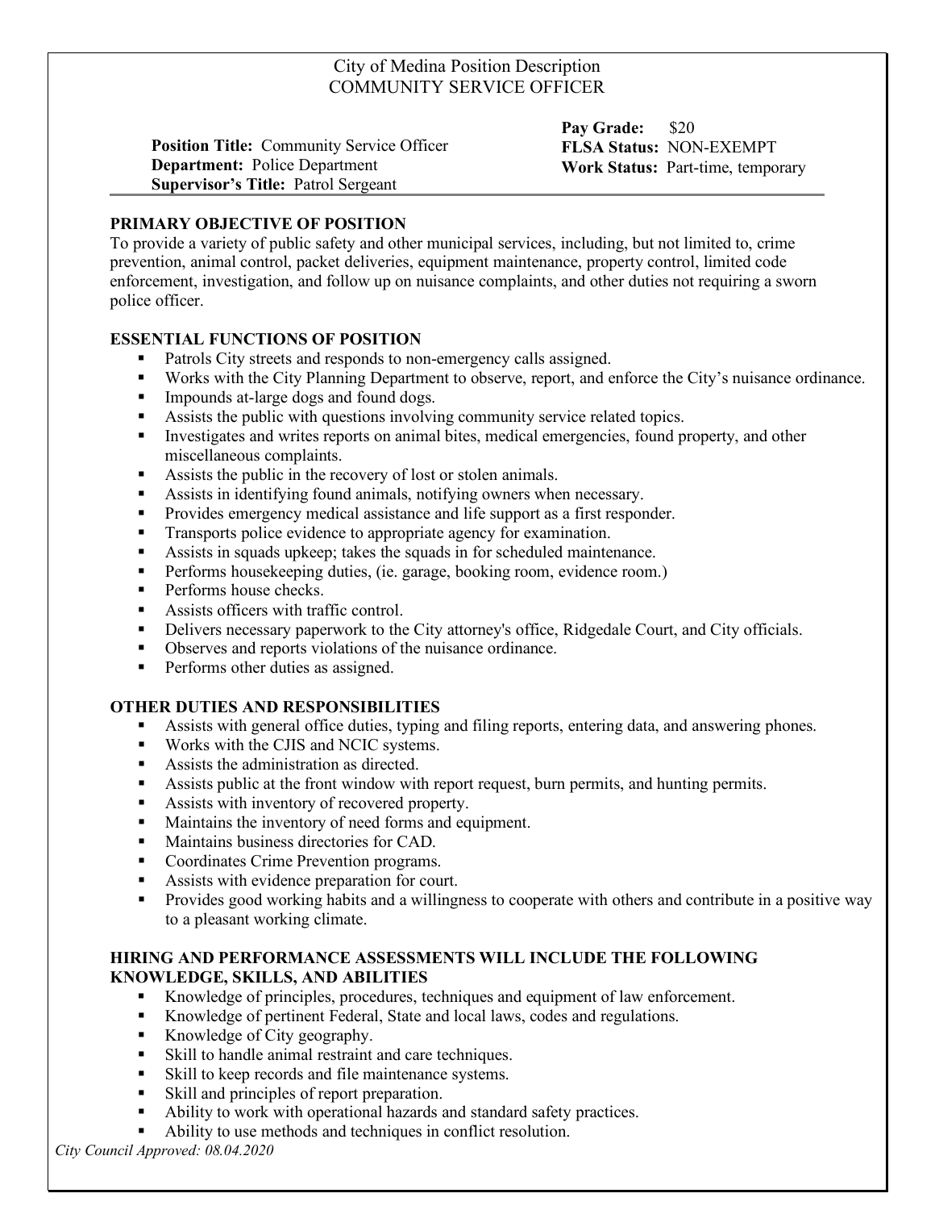# City of Medina Position Description
## COMMUNITY SERVICE OFFICER

**Position Title:** Community Service Officer
**Department:** Police Department
**Supervisor's Title:** Patrol Sergeant

**Pay Grade:** $20
**FLSA Status:** NON-EXEMPT
**Work Status:** Part-time, temporary

### PRIMARY OBJECTIVE OF POSITION

To provide a variety of public safety and other municipal services, including, but not limited to, crime prevention, animal control, packet deliveries, equipment maintenance, property control, limited code enforcement, investigation, and follow up on nuisance complaints, and other duties not requiring a sworn police officer.

### ESSENTIAL FUNCTIONS OF POSITION

- Patrols City streets and responds to non-emergency calls assigned.
- Works with the City Planning Department to observe, report, and enforce the City's nuisance ordinance.
- Impounds at-large dogs and found dogs.
- Assists the public with questions involving community service related topics.
- Investigates and writes reports on animal bites, medical emergencies, found property, and other miscellaneous complaints.
- Assists the public in the recovery of lost or stolen animals.
- Assists in identifying found animals, notifying owners when necessary.
- Provides emergency medical assistance and life support as a first responder.
- Transports police evidence to appropriate agency for examination.
- Assists in squads upkeep; takes the squads in for scheduled maintenance.
- Performs housekeeping duties, (ie. garage, booking room, evidence room.)
- Performs house checks.
- Assists officers with traffic control.
- Delivers necessary paperwork to the City attorney's office, Ridgedale Court, and City officials.
- Observes and reports violations of the nuisance ordinance.
- Performs other duties as assigned.

### OTHER DUTIES AND RESPONSIBILITIES

- Assists with general office duties, typing and filing reports, entering data, and answering phones.
- Works with the CJIS and NCIC systems.
- Assists the administration as directed.
- Assists public at the front window with report request, burn permits, and hunting permits.
- Assists with inventory of recovered property.
- Maintains the inventory of need forms and equipment.
- Maintains business directories for CAD.
- Coordinates Crime Prevention programs.
- Assists with evidence preparation for court.
- Provides good working habits and a willingness to cooperate with others and contribute in a positive way to a pleasant working climate.

### HIRING AND PERFORMANCE ASSESSMENTS WILL INCLUDE THE FOLLOWING KNOWLEDGE, SKILLS, AND ABILITIES

- Knowledge of principles, procedures, techniques and equipment of law enforcement.
- Knowledge of pertinent Federal, State and local laws, codes and regulations.
- Knowledge of City geography.
- Skill to handle animal restraint and care techniques.
- Skill to keep records and file maintenance systems.
- Skill and principles of report preparation.
- Ability to work with operational hazards and standard safety practices.
- Ability to use methods and techniques in conflict resolution.

*City Council Approved: 08.04.2020*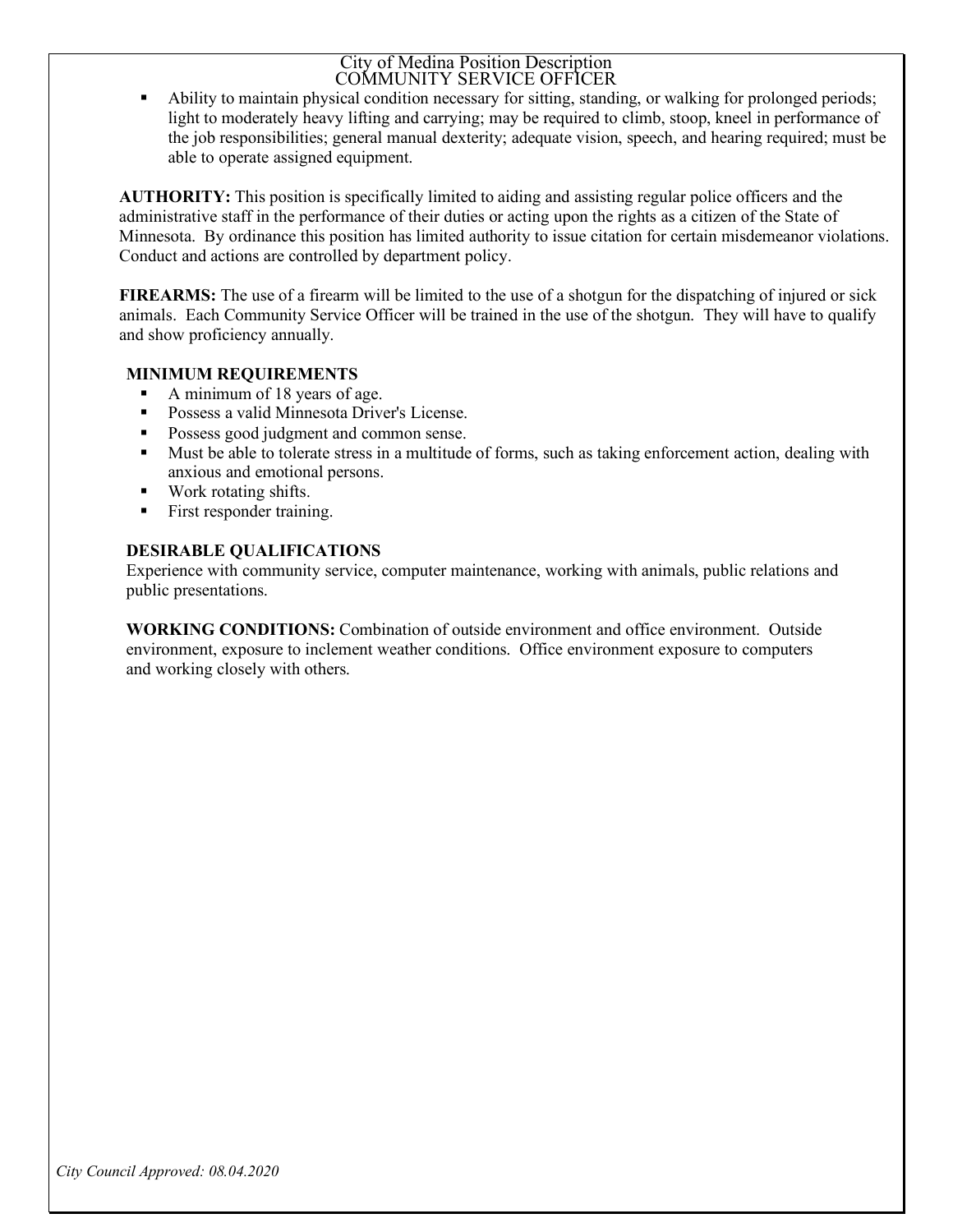- Ability to maintain physical condition necessary for sitting, standing, or walking for prolonged periods; light to moderately heavy lifting and carrying; may be required to climb, stoop, kneel in performance of the job responsibilities; general manual dexterity; adequate vision, speech, and hearing required; must be able to operate assigned equipment.

**AUTHORITY:** This position is specifically limited to aiding and assisting regular police officers and the administrative staff in the performance of their duties or acting upon the rights as a citizen of the State of Minnesota. By ordinance this position has limited authority to issue citation for certain misdemeanor violations. Conduct and actions are controlled by department policy.

**FIREARMS:** The use of a firearm will be limited to the use of a shotgun for the dispatching of injured or sick animals. Each Community Service Officer will be trained in the use of the shotgun. They will have to qualify and show proficiency annually.

**MINIMUM REQUIREMENTS**

- A minimum of 18 years of age.
- Possess a valid Minnesota Driver's License.
- Possess good judgment and common sense.
- Must be able to tolerate stress in a multitude of forms, such as taking enforcement action, dealing with anxious and emotional persons.
- Work rotating shifts.
- First responder training.

**DESIRABLE QUALIFICATIONS**

Experience with community service, computer maintenance, working with animals, public relations and public presentations.

**WORKING CONDITIONS:** Combination of outside environment and office environment. Outside environment, exposure to inclement weather conditions. Office environment exposure to computers and working closely with others.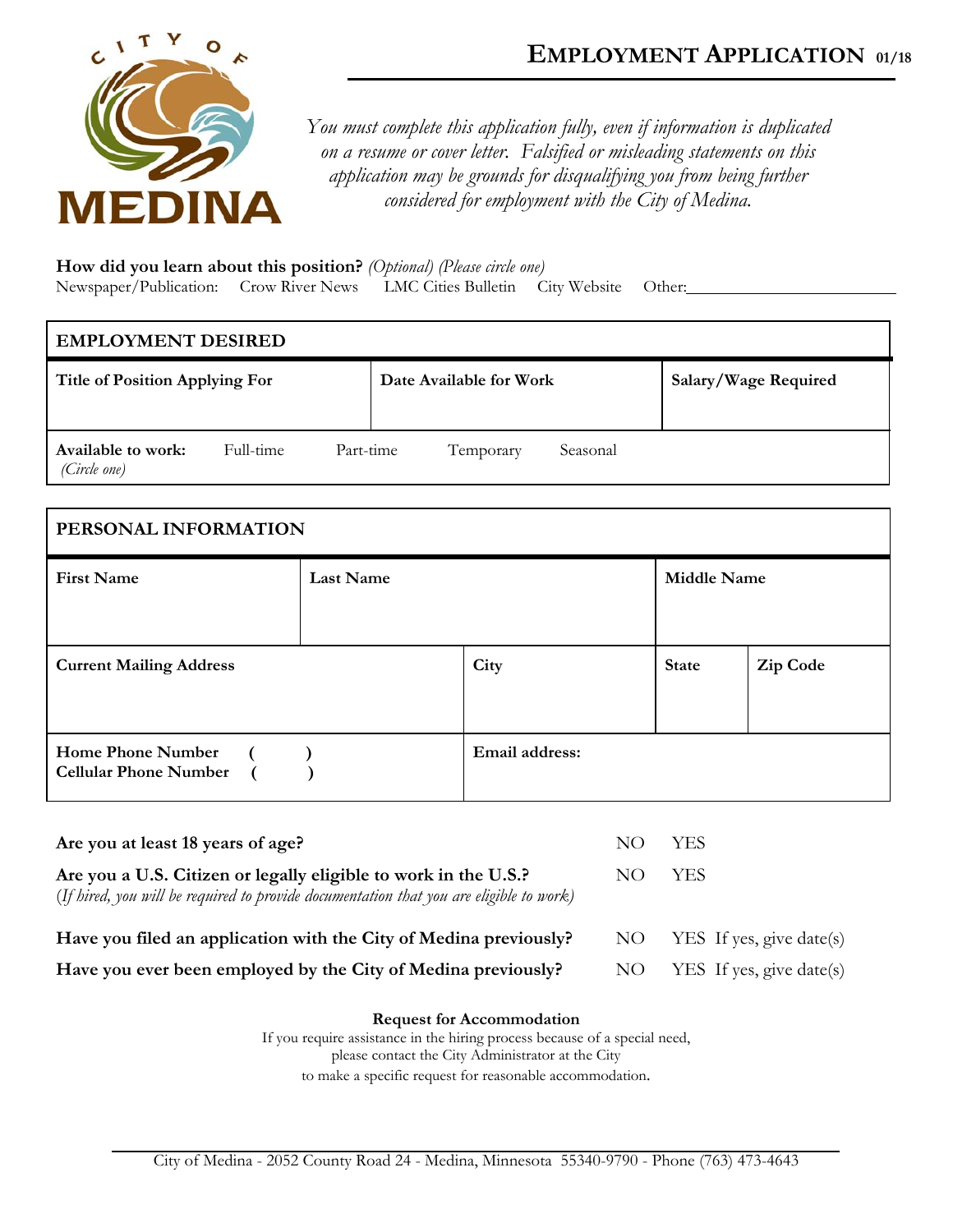# EMPLOYMENT APPLICATION 01/18

CITY OF MEDINA

*You must complete this application fully, even if information is duplicated on a resume or cover letter. Falsified or misleading statements on this application may be grounds for disqualifying you from being further considered for employment with the City of Medina.*

**How did you learn about this position?** *(Optional) (Please circle one)*
Newspaper/Publication: Crow River News LMC Cities Bulletin City Website Other:________________

| EMPLOYMENT DESIRED | | |
|---|---|---|
| **Title of Position Applying For** | **Date Available for Work** | **Salary/Wage Required** |
| **Available to work:** *(Circle one)* Full-time Part-time Temporary Seasonal | | |

| PERSONAL INFORMATION | | | |
|---|---|---|---|
| **First Name** | **Last Name** | **Middle Name** | |
| **Current Mailing Address** | **City** | **State** | **Zip Code** |
| **Home Phone Number ( )** <br> **Cellular Phone Number ( )** | **Email address:** | | |

**Are you at least 18 years of age?** NO YES

**Are you a U.S. Citizen or legally eligible to work in the U.S.?** NO YES
*(If hired, you will be required to provide documentation that you are eligible to work)*

**Have you filed an application with the City of Medina previously?** NO YES If yes, give date(s)

**Have you ever been employed by the City of Medina previously?** NO YES If yes, give date(s)

**Request for Accommodation**
If you require assistance in the hiring process because of a special need, please contact the City Administrator at the City to make a specific request for reasonable accommodation.

City of Medina - 2052 County Road 24 - Medina, Minnesota 55340-9790 - Phone (763) 473-4643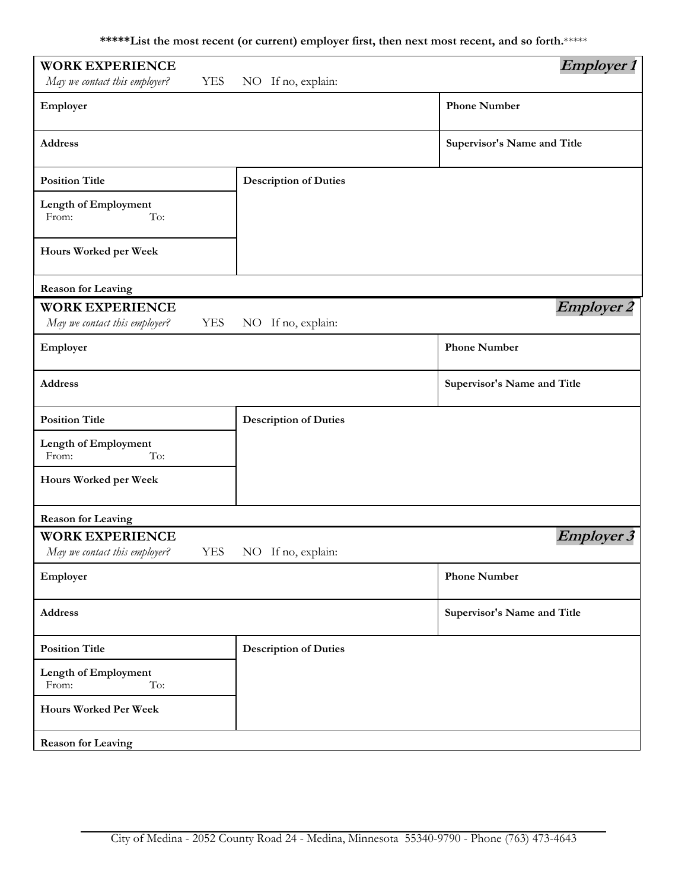**\*\*\*\*\*List the most recent (or current) employer first, then next most recent, and so forth.\*\*\*\*\***

| **WORK EXPERIENCE** *May we contact this employer?* YES NO If no, explain: | | ***Employer 1*** |
|---|---|---|
| **Employer** | | **Phone Number** |
| **Address** | | **Supervisor's Name and Title** |
| **Position Title** | **Description of Duties** | |
| **Length of Employment** From: To: | | |
| **Hours Worked per Week** | | |
| **Reason for Leaving** | | |

| **WORK EXPERIENCE** *May we contact this employer?* YES NO If no, explain: | | ***Employer 2*** |
|---|---|---|
| **Employer** | | **Phone Number** |
| **Address** | | **Supervisor's Name and Title** |
| **Position Title** | **Description of Duties** | |
| **Length of Employment** From: To: | | |
| **Hours Worked per Week** | | |
| **Reason for Leaving** | | |

| **WORK EXPERIENCE** *May we contact this employer?* YES NO If no, explain: | | ***Employer 3*** |
|---|---|---|
| **Employer** | | **Phone Number** |
| **Address** | | **Supervisor's Name and Title** |
| **Position Title** | **Description of Duties** | |
| **Length of Employment** From: To: | | |
| **Hours Worked Per Week** | | |
| **Reason for Leaving** | | |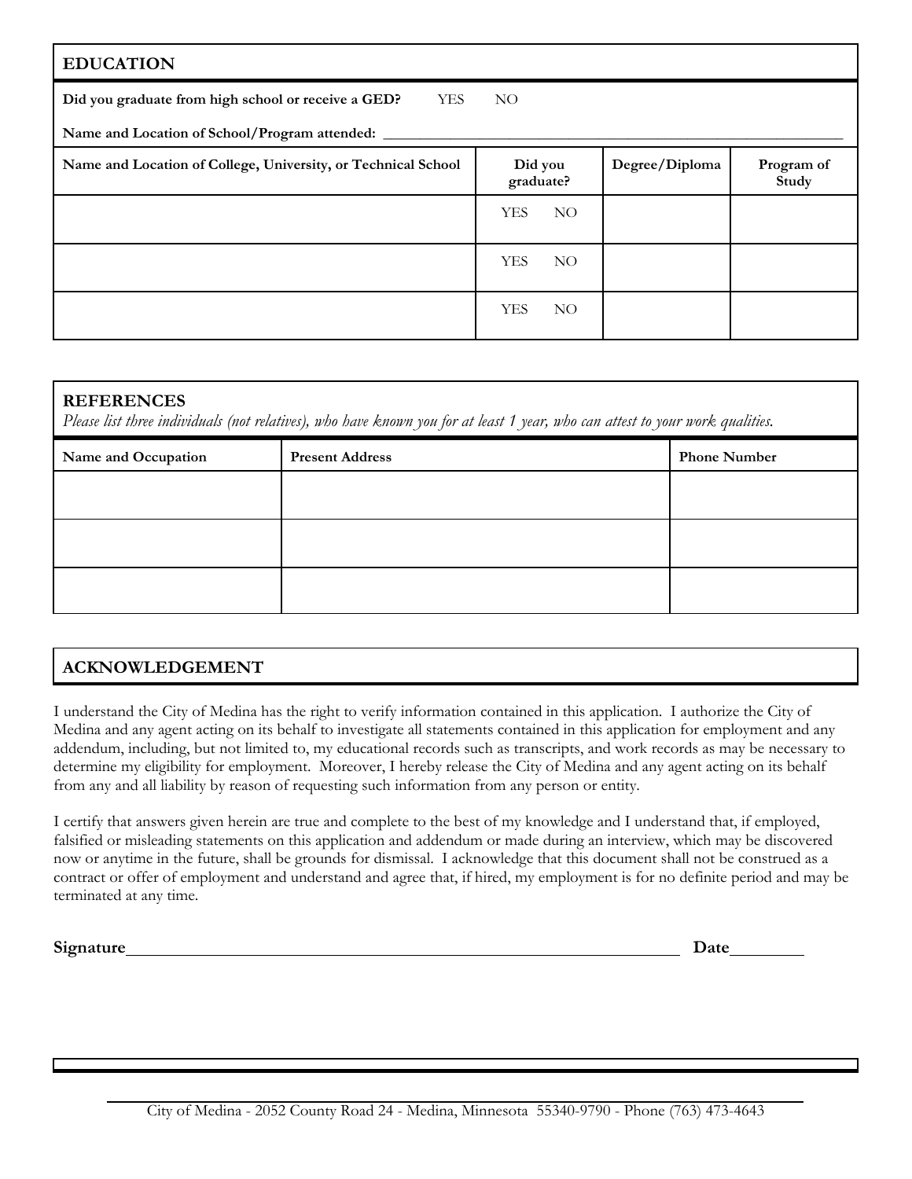## EDUCATION

**Did you graduate from high school or receive a GED?** YES NO

**Name and Location of School/Program attended:** ______________________________

| Name and Location of College, University, or Technical School | Did you graduate? | Degree/Diploma | Program of Study |
|---|---|---|---|
| | YES NO | | |
| | YES NO | | |
| | YES NO | | |

## REFERENCES

*Please list three individuals (not relatives), who have known you for at least 1 year, who can attest to your work qualities.*

| Name and Occupation | Present Address | Phone Number |
|---|---|---|
| | | |
| | | |
| | | |

## ACKNOWLEDGEMENT

I understand the City of Medina has the right to verify information contained in this application. I authorize the City of Medina and any agent acting on its behalf to investigate all statements contained in this application for employment and any addendum, including, but not limited to, my educational records such as transcripts, and work records as may be necessary to determine my eligibility for employment. Moreover, I hereby release the City of Medina and any agent acting on its behalf from any and all liability by reason of requesting such information from any person or entity.

I certify that answers given herein are true and complete to the best of my knowledge and I understand that, if employed, falsified or misleading statements on this application and addendum or made during an interview, which may be discovered now or anytime in the future, shall be grounds for dismissal. I acknowledge that this document shall not be construed as a contract or offer of employment and understand and agree that, if hired, my employment is for no definite period and may be terminated at any time.

**Signature**______________________________ **Date**________

City of Medina - 2052 County Road 24 - Medina, Minnesota 55340-9790 - Phone (763) 473-4643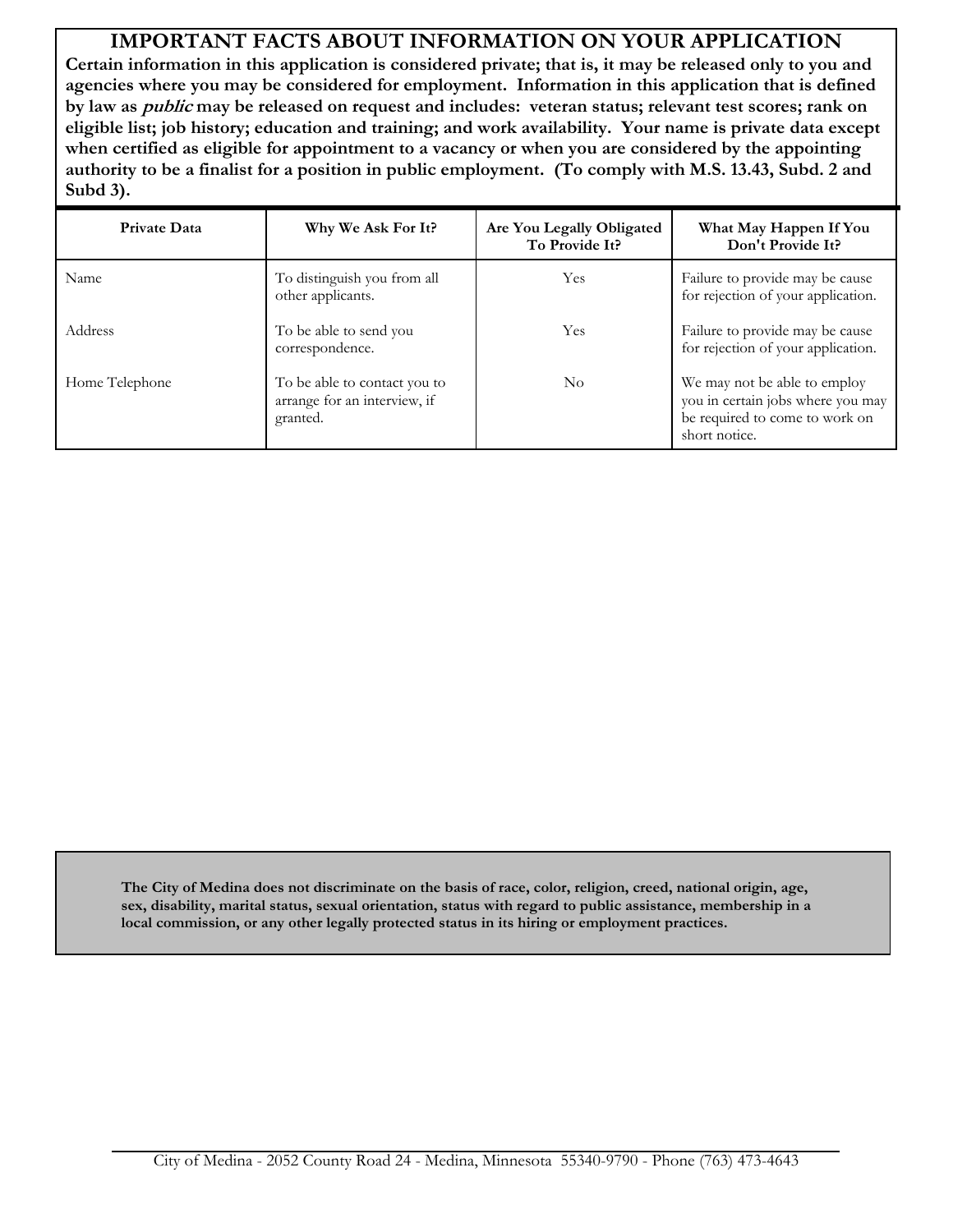## IMPORTANT FACTS ABOUT INFORMATION ON YOUR APPLICATION

**Certain information in this application is considered private; that is, it may be released only to you and agencies where you may be considered for employment. Information in this application that is defined by law as *public* may be released on request and includes: veteran status; relevant test scores; rank on eligible list; job history; education and training; and work availability. Your name is private data except when certified as eligible for appointment to a vacancy or when you are considered by the appointing authority to be a finalist for a position in public employment. (To comply with M.S. 13.43, Subd. 2 and Subd 3).**

| Private Data | Why We Ask For It? | Are You Legally Obligated To Provide It? | What May Happen If You Don't Provide It? |
|---|---|---|---|
| Name | To distinguish you from all other applicants. | Yes | Failure to provide may be cause for rejection of your application. |
| Address | To be able to send you correspondence. | Yes | Failure to provide may be cause for rejection of your application. |
| Home Telephone | To be able to contact you to arrange for an interview, if granted. | No | We may not be able to employ you in certain jobs where you may be required to come to work on short notice. |

**The City of Medina does not discriminate on the basis of race, color, religion, creed, national origin, age, sex, disability, marital status, sexual orientation, status with regard to public assistance, membership in a local commission, or any other legally protected status in its hiring or employment practices.**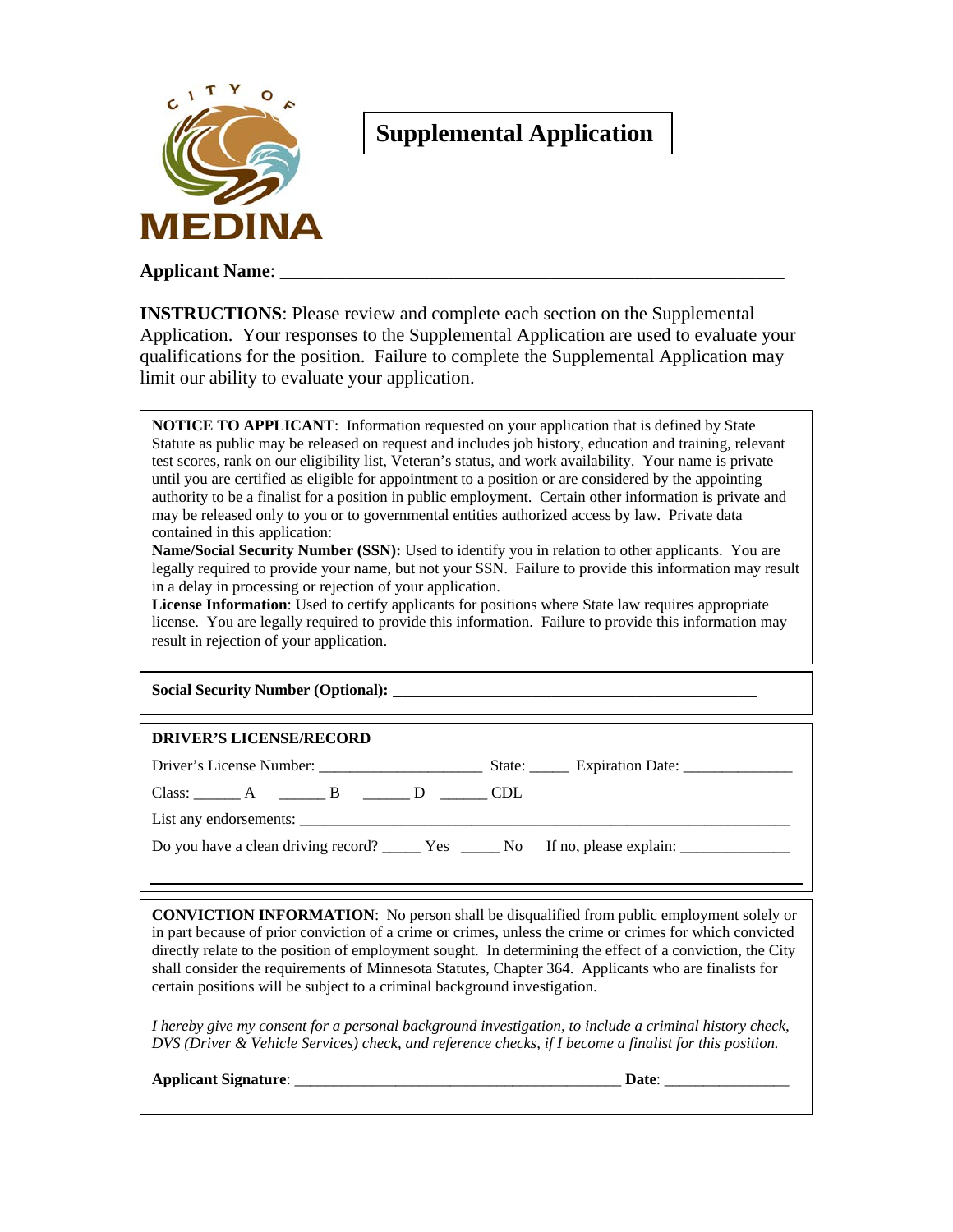CITY OF MEDINA

# Supplemental Application

**Applicant Name**: ___________________________________________________________

**INSTRUCTIONS**: Please review and complete each section on the Supplemental Application. Your responses to the Supplemental Application are used to evaluate your qualifications for the position. Failure to complete the Supplemental Application may limit our ability to evaluate your application.

**NOTICE TO APPLICANT**: Information requested on your application that is defined by State Statute as public may be released on request and includes job history, education and training, relevant test scores, rank on our eligibility list, Veteran's status, and work availability. Your name is private until you are certified as eligible for appointment to a position or are considered by the appointing authority to be a finalist for a position in public employment. Certain other information is private and may be released only to you or to governmental entities authorized access by law. Private data contained in this application:

**Name/Social Security Number (SSN):** Used to identify you in relation to other applicants. You are legally required to provide your name, but not your SSN. Failure to provide this information may result in a delay in processing or rejection of your application.

**License Information**: Used to certify applicants for positions where State law requires appropriate license. You are legally required to provide this information. Failure to provide this information may result in rejection of your application.

**Social Security Number (Optional):** _______________________________________________

**DRIVER'S LICENSE/RECORD**

Driver's License Number: _____________________ State: _____ Expiration Date: ______________

Class: ______ A ______ B ______ D ______ CDL

List any endorsements: ___________________________________________________________________

Do you have a clean driving record? _____ Yes _____ No If no, please explain: ______________

**CONVICTION INFORMATION**: No person shall be disqualified from public employment solely or in part because of prior conviction of a crime or crimes, unless the crime or crimes for which convicted directly relate to the position of employment sought. In determining the effect of a conviction, the City shall consider the requirements of Minnesota Statutes, Chapter 364. Applicants who are finalists for certain positions will be subject to a criminal background investigation.

*I hereby give my consent for a personal background investigation, to include a criminal history check, DVS (Driver & Vehicle Services) check, and reference checks, if I become a finalist for this position.*

**Applicant Signature**: ___________________________________________ **Date**: ________________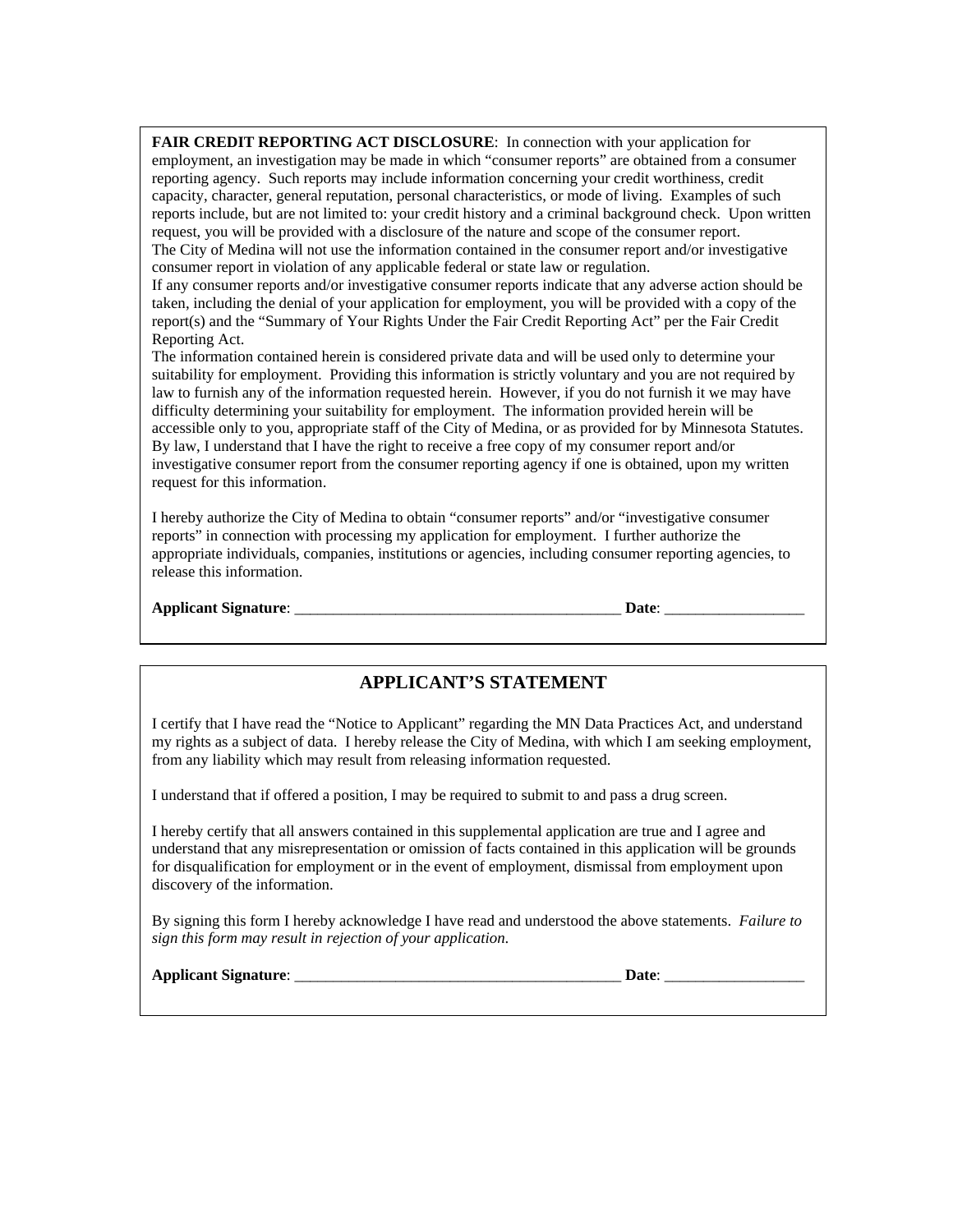**FAIR CREDIT REPORTING ACT DISCLOSURE**: In connection with your application for employment, an investigation may be made in which "consumer reports" are obtained from a consumer reporting agency. Such reports may include information concerning your credit worthiness, credit capacity, character, general reputation, personal characteristics, or mode of living. Examples of such reports include, but are not limited to: your credit history and a criminal background check. Upon written request, you will be provided with a disclosure of the nature and scope of the consumer report.
The City of Medina will not use the information contained in the consumer report and/or investigative consumer report in violation of any applicable federal or state law or regulation.
If any consumer reports and/or investigative consumer reports indicate that any adverse action should be taken, including the denial of your application for employment, you will be provided with a copy of the report(s) and the "Summary of Your Rights Under the Fair Credit Reporting Act" per the Fair Credit Reporting Act.
The information contained herein is considered private data and will be used only to determine your suitability for employment. Providing this information is strictly voluntary and you are not required by law to furnish any of the information requested herein. However, if you do not furnish it we may have difficulty determining your suitability for employment. The information provided herein will be accessible only to you, appropriate staff of the City of Medina, or as provided for by Minnesota Statutes.
By law, I understand that I have the right to receive a free copy of my consumer report and/or investigative consumer report from the consumer reporting agency if one is obtained, upon my written request for this information.

I hereby authorize the City of Medina to obtain "consumer reports" and/or "investigative consumer reports" in connection with processing my application for employment. I further authorize the appropriate individuals, companies, institutions or agencies, including consumer reporting agencies, to release this information.

**Applicant Signature**: ___________________________________________ **Date**: __________________

## APPLICANT'S STATEMENT

I certify that I have read the "Notice to Applicant" regarding the MN Data Practices Act, and understand my rights as a subject of data. I hereby release the City of Medina, with which I am seeking employment, from any liability which may result from releasing information requested.

I understand that if offered a position, I may be required to submit to and pass a drug screen.

I hereby certify that all answers contained in this supplemental application are true and I agree and understand that any misrepresentation or omission of facts contained in this application will be grounds for disqualification for employment or in the event of employment, dismissal from employment upon discovery of the information.

By signing this form I hereby acknowledge I have read and understood the above statements. *Failure to sign this form may result in rejection of your application.*

**Applicant Signature**: ___________________________________________ **Date**: __________________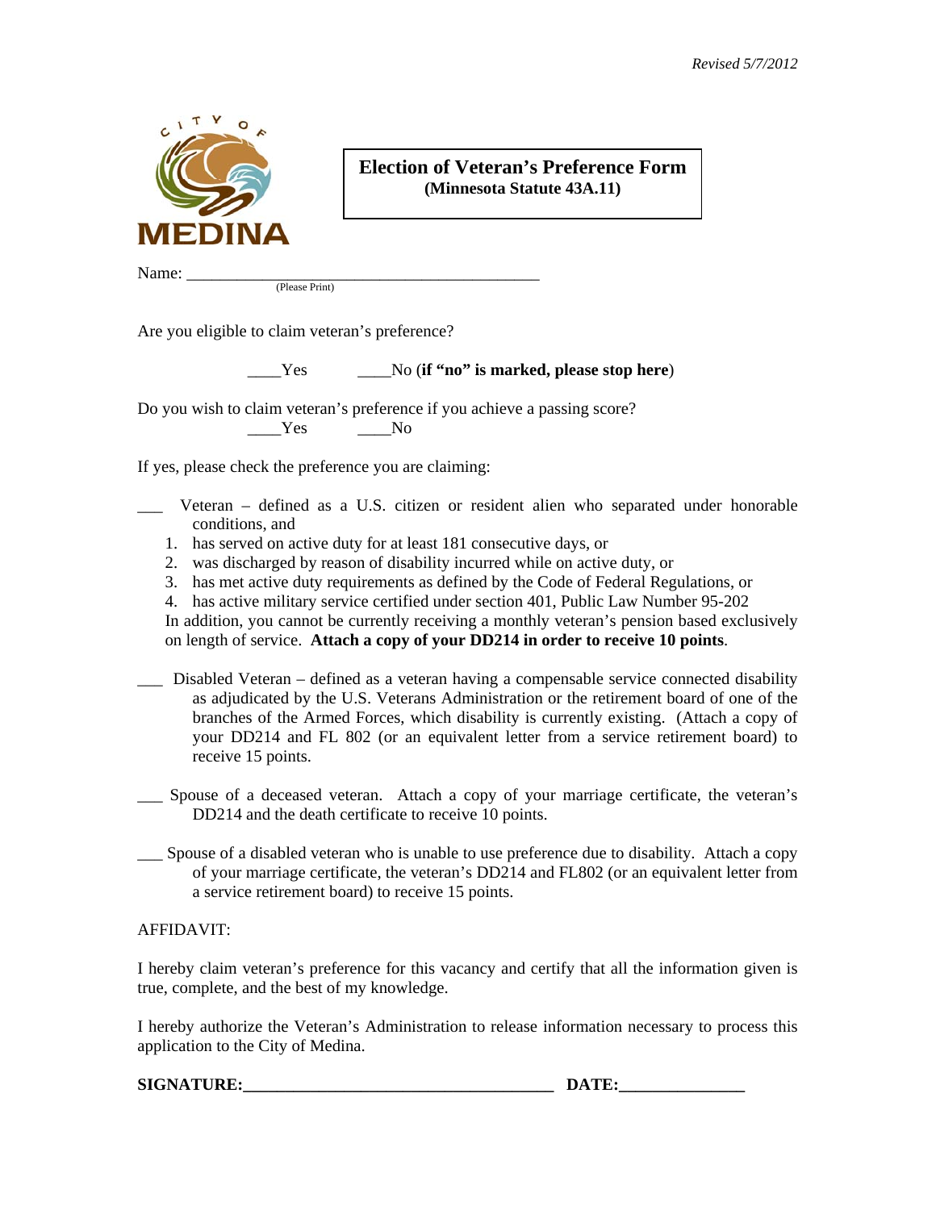*Revised 5/7/2012*

CITY OF MEDINA

# Election of Veteran's Preference Form
**(Minnesota Statute 43A.11)**

Name: ___________________________________________
(Please Print)

Are you eligible to claim veteran's preference?

____Yes ____No (**if "no" is marked, please stop here**)

Do you wish to claim veteran's preference if you achieve a passing score?

____Yes ____No

If yes, please check the preference you are claiming:

___ Veteran – defined as a U.S. citizen or resident alien who separated under honorable conditions, and

1. has served on active duty for at least 181 consecutive days, or
2. was discharged by reason of disability incurred while on active duty, or
3. has met active duty requirements as defined by the Code of Federal Regulations, or
4. has active military service certified under section 401, Public Law Number 95-202

In addition, you cannot be currently receiving a monthly veteran's pension based exclusively on length of service. **Attach a copy of your DD214 in order to receive 10 points**.

___ Disabled Veteran – defined as a veteran having a compensable service connected disability as adjudicated by the U.S. Veterans Administration or the retirement board of one of the branches of the Armed Forces, which disability is currently existing. (Attach a copy of your DD214 and FL 802 (or an equivalent letter from a service retirement board) to receive 15 points.

___ Spouse of a deceased veteran. Attach a copy of your marriage certificate, the veteran's DD214 and the death certificate to receive 10 points.

___ Spouse of a disabled veteran who is unable to use preference due to disability. Attach a copy of your marriage certificate, the veteran's DD214 and FL802 (or an equivalent letter from a service retirement board) to receive 15 points.

AFFIDAVIT:

I hereby claim veteran's preference for this vacancy and certify that all the information given is true, complete, and the best of my knowledge.

I hereby authorize the Veteran's Administration to release information necessary to process this application to the City of Medina.

**SIGNATURE:**_____________________________________ **DATE:**_______________